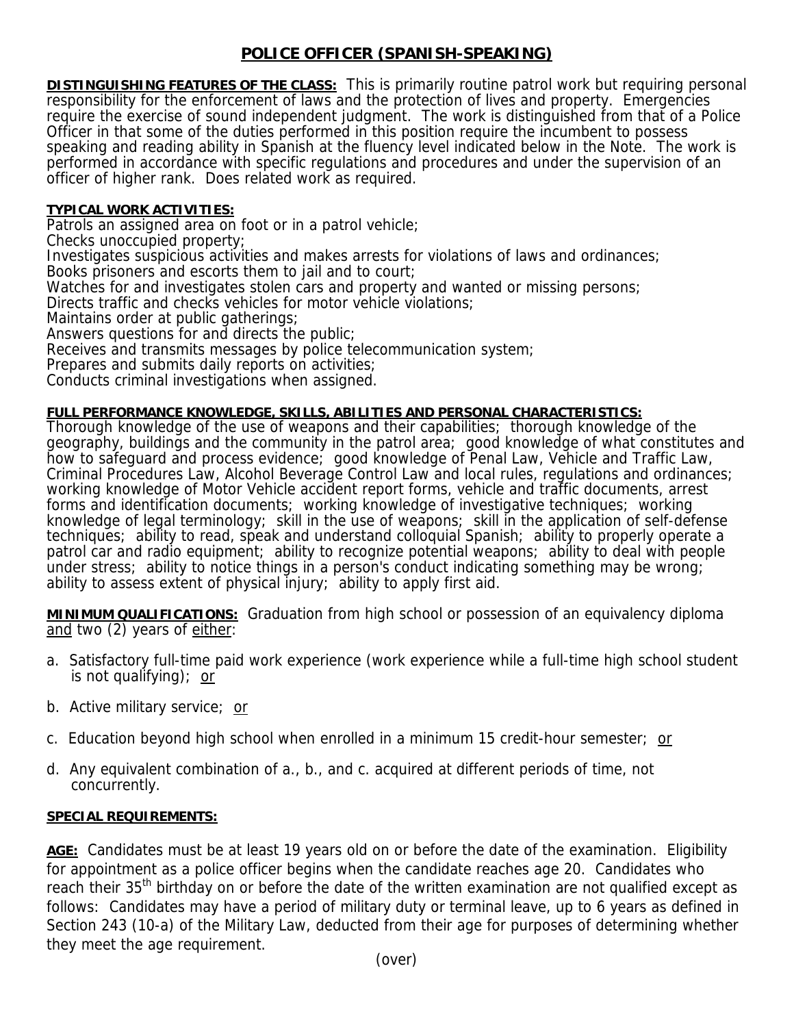# POLICE OFFICER (SPANISH-SPEAKING)

**DISTINGUISHING FEATURES OF THE CLASS:** This is primarily routine patrol work but requiring personal responsibility for the enforcement of laws and the protection of lives and property. Emergencies require the exercise of sound independent judgment. The work is distinguished from that of a Police Officer in that some of the duties performed in this position require the incumbent to possess speaking and reading ability in Spanish at the fluency level indicated below in the Note. The work is performed in accordance with specific regulations and procedures and under the supervision of an officer of higher rank. Does related work as required.

**TYPICAL WORK ACTIVITIES:**

Patrols an assigned area on foot or in a patrol vehicle;
Checks unoccupied property;
Investigates suspicious activities and makes arrests for violations of laws and ordinances;
Books prisoners and escorts them to jail and to court;
Watches for and investigates stolen cars and property and wanted or missing persons;
Directs traffic and checks vehicles for motor vehicle violations;
Maintains order at public gatherings;
Answers questions for and directs the public;
Receives and transmits messages by police telecommunication system;
Prepares and submits daily reports on activities;
Conducts criminal investigations when assigned.

**FULL PERFORMANCE KNOWLEDGE, SKILLS, ABILITIES AND PERSONAL CHARACTERISTICS:**

Thorough knowledge of the use of weapons and their capabilities; thorough knowledge of the geography, buildings and the community in the patrol area; good knowledge of what constitutes and how to safeguard and process evidence; good knowledge of Penal Law, Vehicle and Traffic Law, Criminal Procedures Law, Alcohol Beverage Control Law and local rules, regulations and ordinances; working knowledge of Motor Vehicle accident report forms, vehicle and traffic documents, arrest forms and identification documents; working knowledge of investigative techniques; working knowledge of legal terminology; skill in the use of weapons; skill in the application of self-defense techniques; ability to read, speak and understand colloquial Spanish; ability to properly operate a patrol car and radio equipment; ability to recognize potential weapons; ability to deal with people under stress; ability to notice things in a person's conduct indicating something may be wrong; ability to assess extent of physical injury; ability to apply first aid.

**MINIMUM QUALIFICATIONS:** Graduation from high school or possession of an equivalency diploma and two (2) years of either:

a. Satisfactory full-time paid work experience (work experience while a full-time high school student is not qualifying); or

b. Active military service; or

c. Education beyond high school when enrolled in a minimum 15 credit-hour semester; or

d. Any equivalent combination of a., b., and c. acquired at different periods of time, not concurrently.

**SPECIAL REQUIREMENTS:**

**AGE:** Candidates must be at least 19 years old on or before the date of the examination. Eligibility for appointment as a police officer begins when the candidate reaches age 20. Candidates who reach their 35th birthday on or before the date of the written examination are not qualified except as follows: Candidates may have a period of military duty or terminal leave, up to 6 years as defined in Section 243 (10-a) of the Military Law, deducted from their age for purposes of determining whether they meet the age requirement.

(over)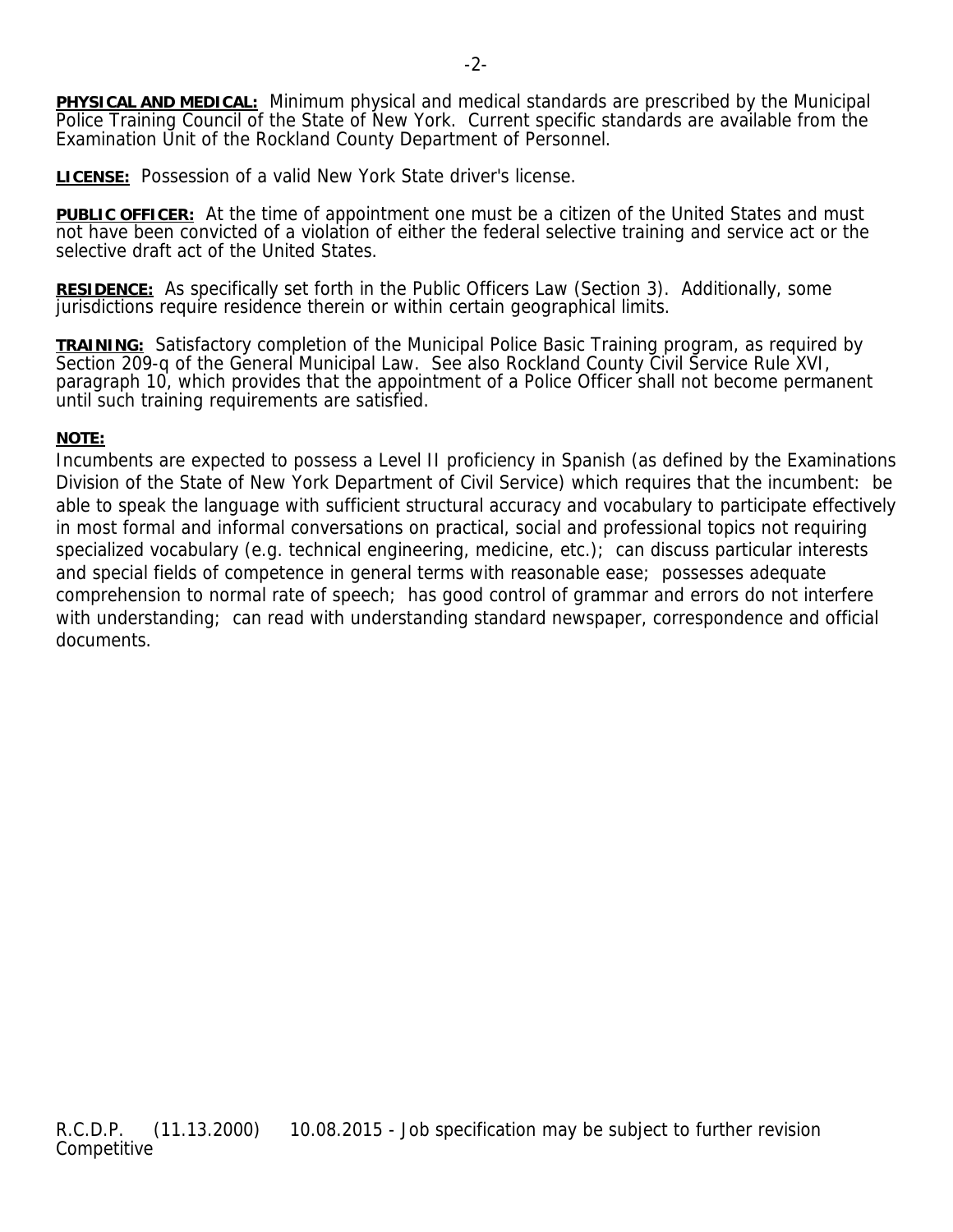**PHYSICAL AND MEDICAL:** Minimum physical and medical standards are prescribed by the Municipal Police Training Council of the State of New York. Current specific standards are available from the Examination Unit of the Rockland County Department of Personnel.

**LICENSE:** Possession of a valid New York State driver's license.

**PUBLIC OFFICER:** At the time of appointment one must be a citizen of the United States and must not have been convicted of a violation of either the federal selective training and service act or the selective draft act of the United States.

**RESIDENCE:** As specifically set forth in the Public Officers Law (Section 3). Additionally, some jurisdictions require residence therein or within certain geographical limits.

**TRAINING:** Satisfactory completion of the Municipal Police Basic Training program, as required by Section 209-q of the General Municipal Law. See also Rockland County Civil Service Rule XVI, paragraph 10, which provides that the appointment of a Police Officer shall not become permanent until such training requirements are satisfied.

**NOTE:**

Incumbents are expected to possess a Level II proficiency in Spanish (as defined by the Examinations Division of the State of New York Department of Civil Service) which requires that the incumbent: be able to speak the language with sufficient structural accuracy and vocabulary to participate effectively in most formal and informal conversations on practical, social and professional topics not requiring specialized vocabulary (e.g. technical engineering, medicine, etc.); can discuss particular interests and special fields of competence in general terms with reasonable ease; possesses adequate comprehension to normal rate of speech; has good control of grammar and errors do not interfere with understanding; can read with understanding standard newspaper, correspondence and official documents.

R.C.D.P. (11.13.2000) 10.08.2015 - Job specification may be subject to further revision
Competitive